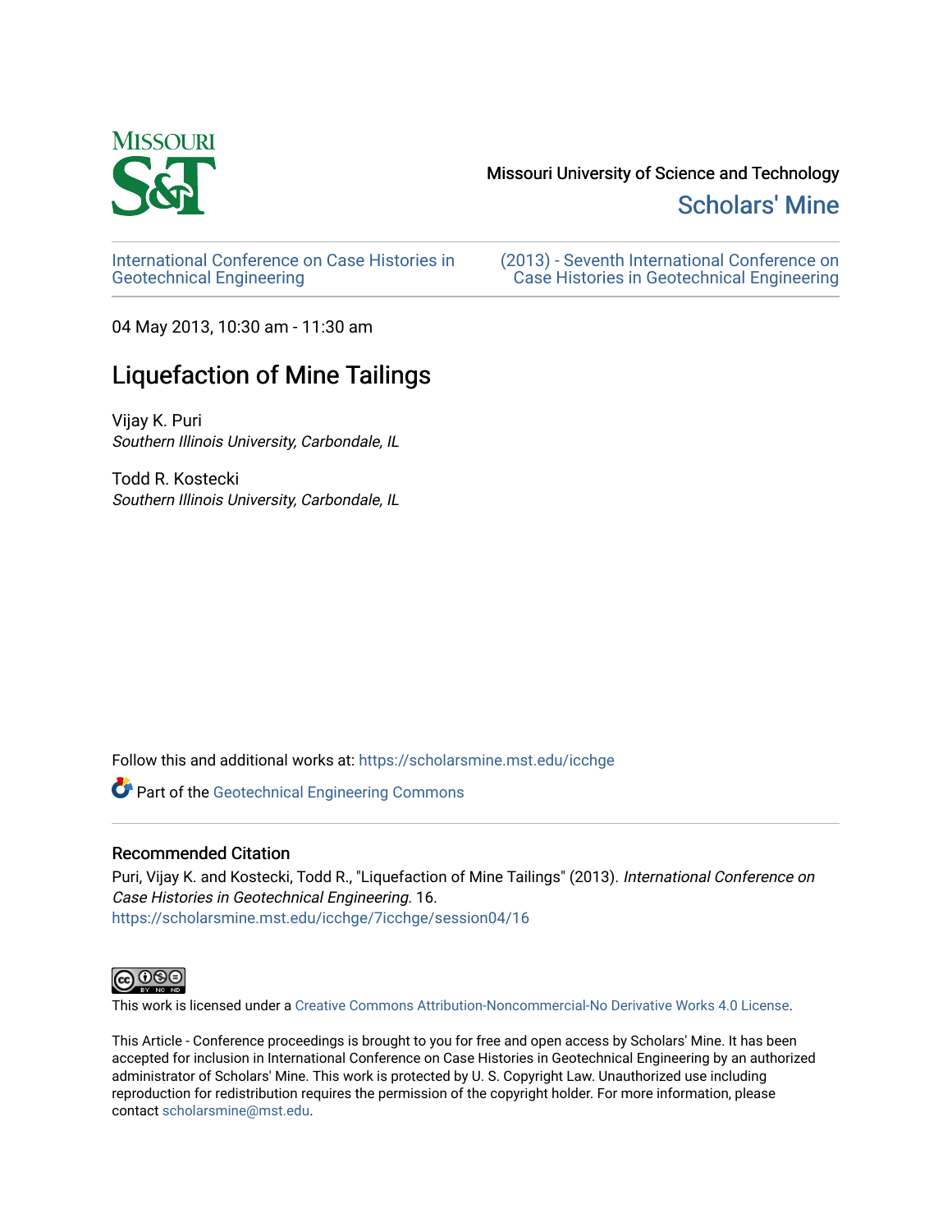Missouri University of Science and Technology

Scholars' Mine

International Conference on Case Histories in Geotechnical Engineering

(2013) - Seventh International Conference on Case Histories in Geotechnical Engineering

04 May 2013, 10:30 am - 11:30 am

# Liquefaction of Mine Tailings

Vijay K. Puri
*Southern Illinois University, Carbondale, IL*

Todd R. Kostecki
*Southern Illinois University, Carbondale, IL*

Follow this and additional works at: https://scholarsmine.mst.edu/icchge

Part of the Geotechnical Engineering Commons

## Recommended Citation

Puri, Vijay K. and Kostecki, Todd R., "Liquefaction of Mine Tailings" (2013). *International Conference on Case Histories in Geotechnical Engineering*. 16.
https://scholarsmine.mst.edu/icchge/7icchge/session04/16

This work is licensed under a Creative Commons Attribution-Noncommercial-No Derivative Works 4.0 License.

This Article - Conference proceedings is brought to you for free and open access by Scholars' Mine. It has been accepted for inclusion in International Conference on Case Histories in Geotechnical Engineering by an authorized administrator of Scholars' Mine. This work is protected by U. S. Copyright Law. Unauthorized use including reproduction for redistribution requires the permission of the copyright holder. For more information, please contact scholarsmine@mst.edu.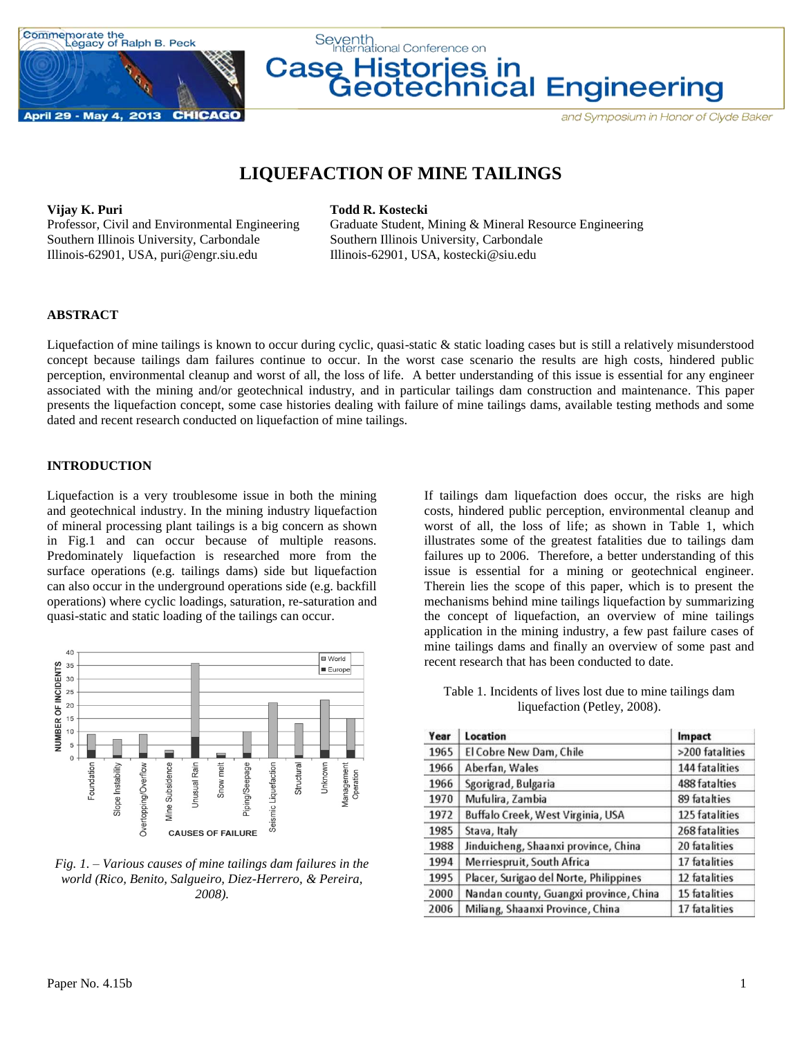# LIQUEFACTION OF MINE TAILINGS

**Vijay K. Puri**
Professor, Civil and Environmental Engineering
Southern Illinois University, Carbondale
Illinois-62901, USA, puri@engr.siu.edu

**Todd R. Kostecki**
Graduate Student, Mining & Mineral Resource Engineering
Southern Illinois University, Carbondale
Illinois-62901, USA, kostecki@siu.edu

## ABSTRACT

Liquefaction of mine tailings is known to occur during cyclic, quasi-static & static loading cases but is still a relatively misunderstood concept because tailings dam failures continue to occur. In the worst case scenario the results are high costs, hindered public perception, environmental cleanup and worst of all, the loss of life. A better understanding of this issue is essential for any engineer associated with the mining and/or geotechnical industry, and in particular tailings dam construction and maintenance. This paper presents the liquefaction concept, some case histories dealing with failure of mine tailings dams, available testing methods and some dated and recent research conducted on liquefaction of mine tailings.

## INTRODUCTION

Liquefaction is a very troublesome issue in both the mining and geotechnical industry. In the mining industry liquefaction of mineral processing plant tailings is a big concern as shown in Fig.1 and can occur because of multiple reasons. Predominately liquefaction is researched more from the surface operations (e.g. tailings dams) side but liquefaction can also occur in the underground operations side (e.g. backfill operations) where cyclic loadings, saturation, re-saturation and quasi-static and static loading of the tailings can occur.

*Fig. 1. – Various causes of mine tailings dam failures in the world (Rico, Benito, Salgueiro, Diez-Herrero, & Pereira, 2008).*

If tailings dam liquefaction does occur, the risks are high costs, hindered public perception, environmental cleanup and worst of all, the loss of life; as shown in Table 1, which illustrates some of the greatest fatalities due to tailings dam failures up to 2006. Therefore, a better understanding of this issue is essential for a mining or geotechnical engineer. Therein lies the scope of this paper, which is to present the mechanisms behind mine tailings liquefaction by summarizing the concept of liquefaction, an overview of mine tailings application in the mining industry, a few past failure cases of mine tailings dams and finally an overview of some past and recent research that has been conducted to date.

Table 1. Incidents of lives lost due to mine tailings dam liquefaction (Petley, 2008).

| Year | Location | Impact |
|---|---|---|
| 1965 | El Cobre New Dam, Chile | >200 fatalities |
| 1966 | Aberfan, Wales | 144 fatalities |
| 1966 | Sgorigrad, Bulgaria | 488 fatalties |
| 1970 | Mufulira, Zambia | 89 fatalties |
| 1972 | Buffalo Creek, West Virginia, USA | 125 fatalities |
| 1985 | Stava, Italy | 268 fatalities |
| 1988 | Jinduicheng, Shaanxi province, China | 20 fatalities |
| 1994 | Merriespruit, South Africa | 17 fatalities |
| 1995 | Placer, Surigao del Norte, Philippines | 12 fatalities |
| 2000 | Nandan county, Guangxi province, China | 15 fatalties |
| 2006 | Miliang, Shaanxi Province, China | 17 fatalities |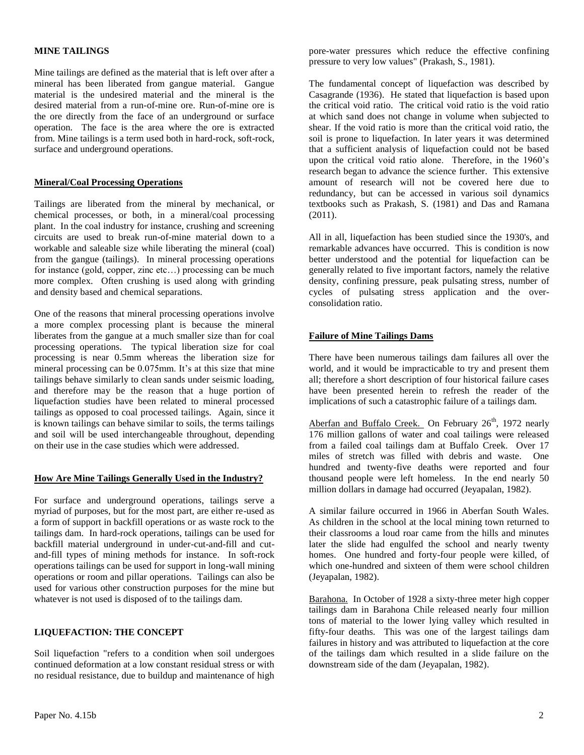## MINE TAILINGS

Mine tailings are defined as the material that is left over after a mineral has been liberated from gangue material. Gangue material is the undesired material and the mineral is the desired material from a run-of-mine ore. Run-of-mine ore is the ore directly from the face of an underground or surface operation. The face is the area where the ore is extracted from. Mine tailings is a term used both in hard-rock, soft-rock, surface and underground operations.

### Mineral/Coal Processing Operations

Tailings are liberated from the mineral by mechanical, or chemical processes, or both, in a mineral/coal processing plant. In the coal industry for instance, crushing and screening circuits are used to break run-of-mine material down to a workable and saleable size while liberating the mineral (coal) from the gangue (tailings). In mineral processing operations for instance (gold, copper, zinc etc…) processing can be much more complex. Often crushing is used along with grinding and density based and chemical separations.

One of the reasons that mineral processing operations involve a more complex processing plant is because the mineral liberates from the gangue at a much smaller size than for coal processing operations. The typical liberation size for coal processing is near 0.5mm whereas the liberation size for mineral processing can be 0.075mm. It's at this size that mine tailings behave similarly to clean sands under seismic loading, and therefore may be the reason that a huge portion of liquefaction studies have been related to mineral processed tailings as opposed to coal processed tailings. Again, since it is known tailings can behave similar to soils, the terms tailings and soil will be used interchangeable throughout, depending on their use in the case studies which were addressed.

### How Are Mine Tailings Generally Used in the Industry?

For surface and underground operations, tailings serve a myriad of purposes, but for the most part, are either re-used as a form of support in backfill operations or as waste rock to the tailings dam. In hard-rock operations, tailings can be used for backfill material underground in under-cut-and-fill and cut-and-fill types of mining methods for instance. In soft-rock operations tailings can be used for support in long-wall mining operations or room and pillar operations. Tailings can also be used for various other construction purposes for the mine but whatever is not used is disposed of to the tailings dam.

## LIQUEFACTION: THE CONCEPT

Soil liquefaction "refers to a condition when soil undergoes continued deformation at a low constant residual stress or with no residual resistance, due to buildup and maintenance of high pore-water pressures which reduce the effective confining pressure to very low values" (Prakash, S., 1981).

The fundamental concept of liquefaction was described by Casagrande (1936). He stated that liquefaction is based upon the critical void ratio. The critical void ratio is the void ratio at which sand does not change in volume when subjected to shear. If the void ratio is more than the critical void ratio, the soil is prone to liquefaction. In later years it was determined that a sufficient analysis of liquefaction could not be based upon the critical void ratio alone. Therefore, in the 1960's research began to advance the science further. This extensive amount of research will not be covered here due to redundancy, but can be accessed in various soil dynamics textbooks such as Prakash, S. (1981) and Das and Ramana (2011).

All in all, liquefaction has been studied since the 1930's, and remarkable advances have occurred. This is condition is now better understood and the potential for liquefaction can be generally related to five important factors, namely the relative density, confining pressure, peak pulsating stress, number of cycles of pulsating stress application and the over-consolidation ratio.

### Failure of Mine Tailings Dams

There have been numerous tailings dam failures all over the world, and it would be impracticable to try and present them all; therefore a short description of four historical failure cases have been presented herein to refresh the reader of the implications of such a catastrophic failure of a tailings dam.

Aberfan and Buffalo Creek. On February 26th, 1972 nearly 176 million gallons of water and coal tailings were released from a failed coal tailings dam at Buffalo Creek. Over 17 miles of stretch was filled with debris and waste. One hundred and twenty-five deaths were reported and four thousand people were left homeless. In the end nearly 50 million dollars in damage had occurred (Jeyapalan, 1982).

A similar failure occurred in 1966 in Aberfan South Wales. As children in the school at the local mining town returned to their classrooms a loud roar came from the hills and minutes later the slide had engulfed the school and nearly twenty homes. One hundred and forty-four people were killed, of which one-hundred and sixteen of them were school children (Jeyapalan, 1982).

Barahona. In October of 1928 a sixty-three meter high copper tailings dam in Barahona Chile released nearly four million tons of material to the lower lying valley which resulted in fifty-four deaths. This was one of the largest tailings dam failures in history and was attributed to liquefaction at the core of the tailings dam which resulted in a slide failure on the downstream side of the dam (Jeyapalan, 1982).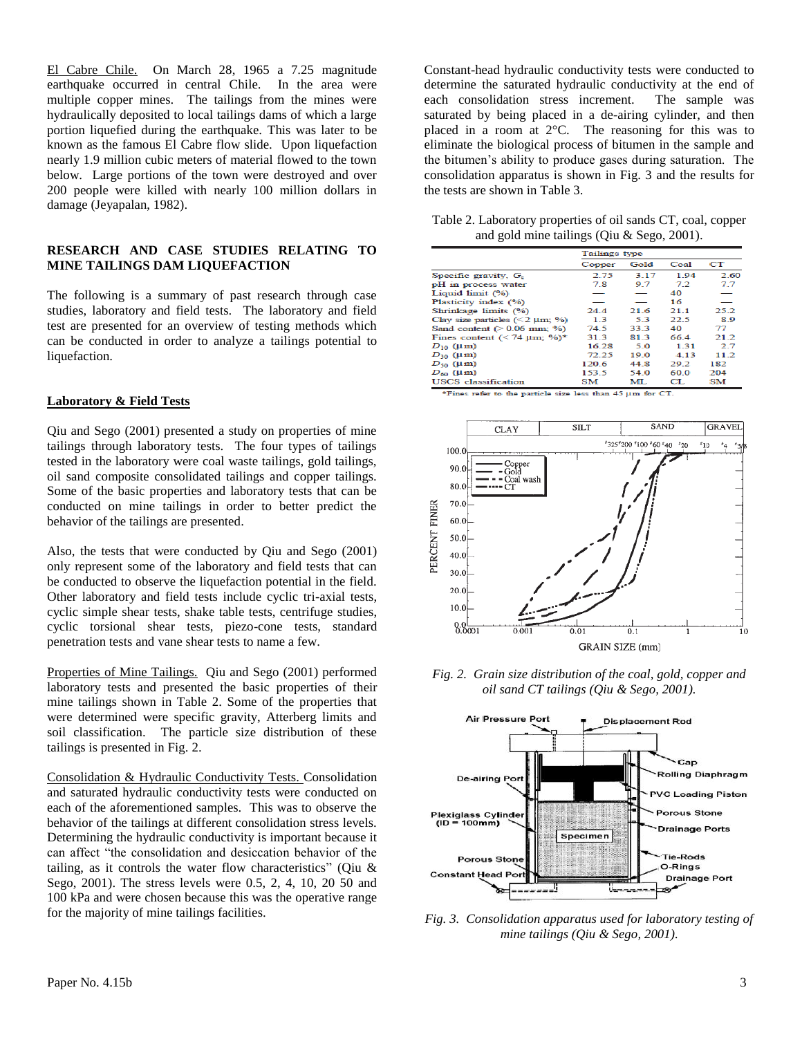El Cabre Chile. On March 28, 1965 a 7.25 magnitude earthquake occurred in central Chile. In the area were multiple copper mines. The tailings from the mines were hydraulically deposited to local tailings dams of which a large portion liquefied during the earthquake. This was later to be known as the famous El Cabre flow slide. Upon liquefaction nearly 1.9 million cubic meters of material flowed to the town below. Large portions of the town were destroyed and over 200 people were killed with nearly 100 million dollars in damage (Jeyapalan, 1982).

## RESEARCH AND CASE STUDIES RELATING TO MINE TAILINGS DAM LIQUEFACTION

The following is a summary of past research through case studies, laboratory and field tests. The laboratory and field test are presented for an overview of testing methods which can be conducted in order to analyze a tailings potential to liquefaction.

### Laboratory & Field Tests

Qiu and Sego (2001) presented a study on properties of mine tailings through laboratory tests. The four types of tailings tested in the laboratory were coal waste tailings, gold tailings, oil sand composite consolidated tailings and copper tailings. Some of the basic properties and laboratory tests that can be conducted on mine tailings in order to better predict the behavior of the tailings are presented.

Also, the tests that were conducted by Qiu and Sego (2001) only represent some of the laboratory and field tests that can be conducted to observe the liquefaction potential in the field. Other laboratory and field tests include cyclic tri-axial tests, cyclic simple shear tests, shake table tests, centrifuge studies, cyclic torsional shear tests, piezo-cone tests, standard penetration tests and vane shear tests to name a few.

Properties of Mine Tailings. Qiu and Sego (2001) performed laboratory tests and presented the basic properties of their mine tailings shown in Table 2. Some of the properties that were determined were specific gravity, Atterberg limits and soil classification. The particle size distribution of these tailings is presented in Fig. 2.

Consolidation & Hydraulic Conductivity Tests. Consolidation and saturated hydraulic conductivity tests were conducted on each of the aforementioned samples. This was to observe the behavior of the tailings at different consolidation stress levels. Determining the hydraulic conductivity is important because it can affect "the consolidation and desiccation behavior of the tailing, as it controls the water flow characteristics" (Qiu & Sego, 2001). The stress levels were 0.5, 2, 4, 10, 20 50 and 100 kPa and were chosen because this was the operative range for the majority of mine tailings facilities.

Constant-head hydraulic conductivity tests were conducted to determine the saturated hydraulic conductivity at the end of each consolidation stress increment. The sample was saturated by being placed in a de-airing cylinder, and then placed in a room at 2°C. The reasoning for this was to eliminate the biological process of bitumen in the sample and the bitumen's ability to produce gases during saturation. The consolidation apparatus is shown in Fig. 3 and the results for the tests are shown in Table 3.

Table 2. Laboratory properties of oil sands CT, coal, copper and gold mine tailings (Qiu & Sego, 2001).

| | Tailings type | | | |
|---|---|---|---|---|
| | Copper | Gold | Coal | CT |
| Specific gravity, $G_s$ | 2.75 | 3.17 | 1.94 | 2.60 |
| pH in process water | 7.8 | 9.7 | 7.2 | 7.7 |
| Liquid limit (%) | — | — | 40 | — |
| Plasticity index (%) | — | — | 16 | — |
| Shrinkage limits (%) | 24.4 | 21.6 | 21.1 | 25.2 |
| Clay size particles (< 2 μm; %) | 1.3 | 5.3 | 22.5 | 8.9 |
| Sand content (> 0.06 mm; %) | 74.5 | 33.3 | 40 | 77 |
| Fines content (< 74 μm; %)* | 31.3 | 81.3 | 66.4 | 21.2 |
| $D_{10}$ (μm) | 16.28 | 5.0 | 1.31 | 2.7 |
| $D_{30}$ (μm) | 72.25 | 19.0 | 4.13 | 11.2 |
| $D_{50}$ (μm) | 120.6 | 44.8 | 29.2 | 182 |
| $D_{60}$ (μm) | 153.5 | 54.0 | 60.0 | 204 |
| USCS classification | SM | ML | CL | SM |

*Fines refer to the particle size less than 45 μm for CT.

*Fig. 2. Grain size distribution of the coal, gold, copper and oil sand CT tailings (Qiu & Sego, 2001).*

*Fig. 3. Consolidation apparatus used for laboratory testing of mine tailings (Qiu & Sego, 2001).*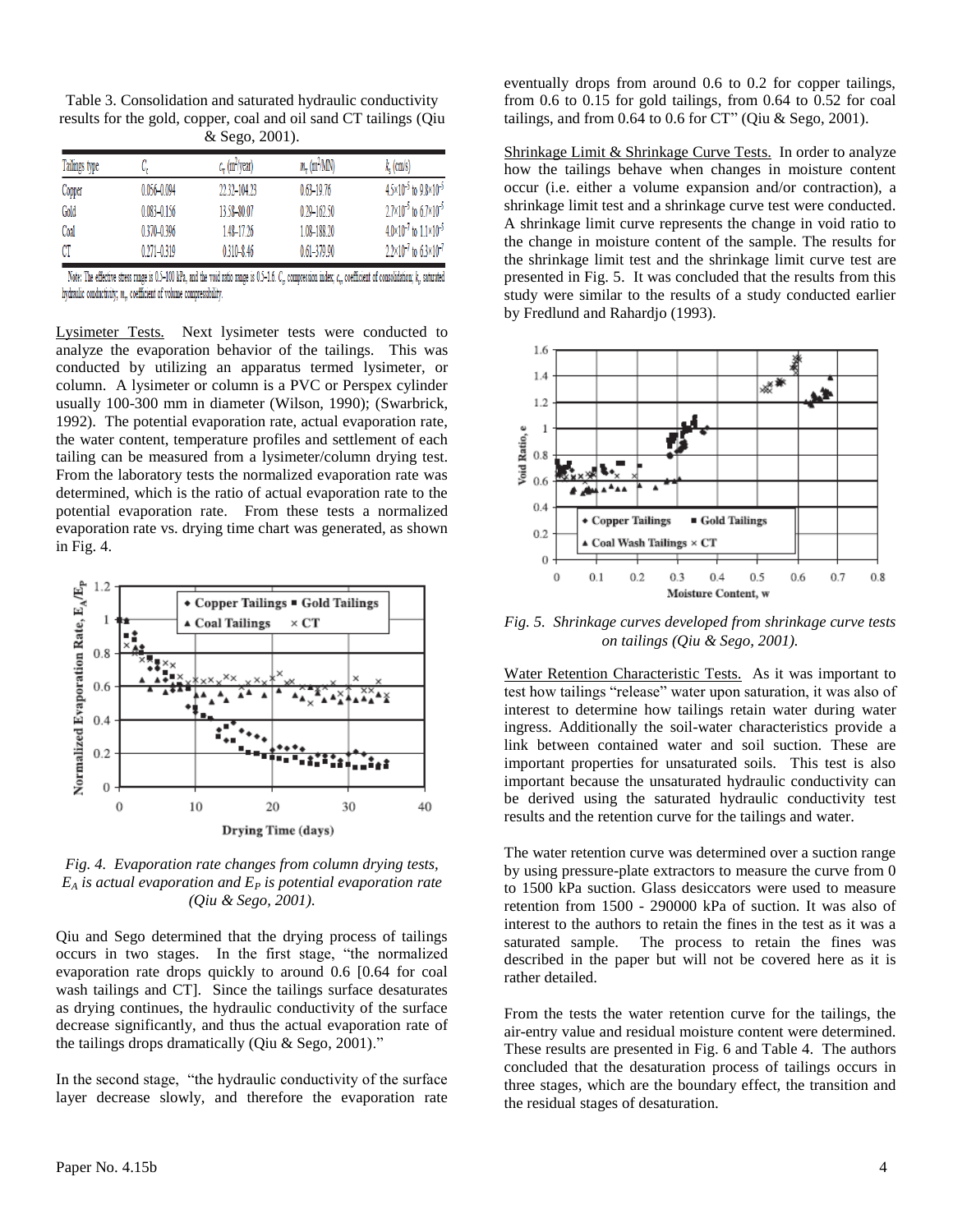Table 3. Consolidation and saturated hydraulic conductivity results for the gold, copper, coal and oil sand CT tailings (Qiu & Sego, 2001).

| Tailings type | $C_c$ | $c_v$ (m²/year) | $m_v$ (m²/MN) | $k_s$ (cm/s) |
|---|---|---|---|---|
| Copper | 0.056–0.094 | 22.32–104.23 | 0.63–19.76 | $4.5\times10^{-5}$ to $9.8\times10^{-5}$ |
| Gold | 0.083–0.156 | 13.58–80.07 | 0.29–162.50 | $2.7\times10^{-5}$ to $6.7\times10^{-5}$ |
| Coal | 0.370–0.396 | 1.48–17.26 | 1.08–188.20 | $4.0\times10^{-7}$ to $1.1\times10^{-5}$ |
| CT | 0.271–0.319 | 0.310–8.46 | 0.61–379.90 | $2.2\times10^{-7}$ to $6.3\times10^{-7}$ |

Note: The effective stress range is 0.5–100 kPa, and the void ratio range is 0.5–1.6. $C_c$, compression index; $c_v$, coefficient of consolidation; $k_s$, saturated hydraulic conductivity; $m_v$, coefficient of volume compressibility.

Lysimeter Tests. Next lysimeter tests were conducted to analyze the evaporation behavior of the tailings. This was conducted by utilizing an apparatus termed lysimeter, or column. A lysimeter or column is a PVC or Perspex cylinder usually 100-300 mm in diameter (Wilson, 1990); (Swarbrick, 1992). The potential evaporation rate, actual evaporation rate, the water content, temperature profiles and settlement of each tailing can be measured from a lysimeter/column drying test. From the laboratory tests the normalized evaporation rate was determined, which is the ratio of actual evaporation rate to the potential evaporation rate. From these tests a normalized evaporation rate vs. drying time chart was generated, as shown in Fig. 4.

*Fig. 4. Evaporation rate changes from column drying tests, $E_A$ is actual evaporation and $E_P$ is potential evaporation rate (Qiu & Sego, 2001).*

Qiu and Sego determined that the drying process of tailings occurs in two stages. In the first stage, "the normalized evaporation rate drops quickly to around 0.6 [0.64 for coal wash tailings and CT]. Since the tailings surface desaturates as drying continues, the hydraulic conductivity of the surface decrease significantly, and thus the actual evaporation rate of the tailings drops dramatically (Qiu & Sego, 2001)."

In the second stage, "the hydraulic conductivity of the surface layer decrease slowly, and therefore the evaporation rate eventually drops from around 0.6 to 0.2 for copper tailings, from 0.6 to 0.15 for gold tailings, from 0.64 to 0.52 for coal tailings, and from 0.64 to 0.6 for CT" (Qiu & Sego, 2001).

Shrinkage Limit & Shrinkage Curve Tests. In order to analyze how the tailings behave when changes in moisture content occur (i.e. either a volume expansion and/or contraction), a shrinkage limit test and a shrinkage curve test were conducted. A shrinkage limit curve represents the change in void ratio to the change in moisture content of the sample. The results for the shrinkage limit test and the shrinkage limit curve test are presented in Fig. 5. It was concluded that the results from this study were similar to the results of a study conducted earlier by Fredlund and Rahardjo (1993).

*Fig. 5. Shrinkage curves developed from shrinkage curve tests on tailings (Qiu & Sego, 2001).*

Water Retention Characteristic Tests. As it was important to test how tailings "release" water upon saturation, it was also of interest to determine how tailings retain water during water ingress. Additionally the soil-water characteristics provide a link between contained water and soil suction. These are important properties for unsaturated soils. This test is also important because the unsaturated hydraulic conductivity can be derived using the saturated hydraulic conductivity test results and the retention curve for the tailings and water.

The water retention curve was determined over a suction range by using pressure-plate extractors to measure the curve from 0 to 1500 kPa suction. Glass desiccators were used to measure retention from 1500 - 290000 kPa of suction. It was also of interest to the authors to retain the fines in the test as it was a saturated sample. The process to retain the fines was described in the paper but will not be covered here as it is rather detailed.

From the tests the water retention curve for the tailings, the air-entry value and residual moisture content were determined. These results are presented in Fig. 6 and Table 4. The authors concluded that the desaturation process of tailings occurs in three stages, which are the boundary effect, the transition and the residual stages of desaturation.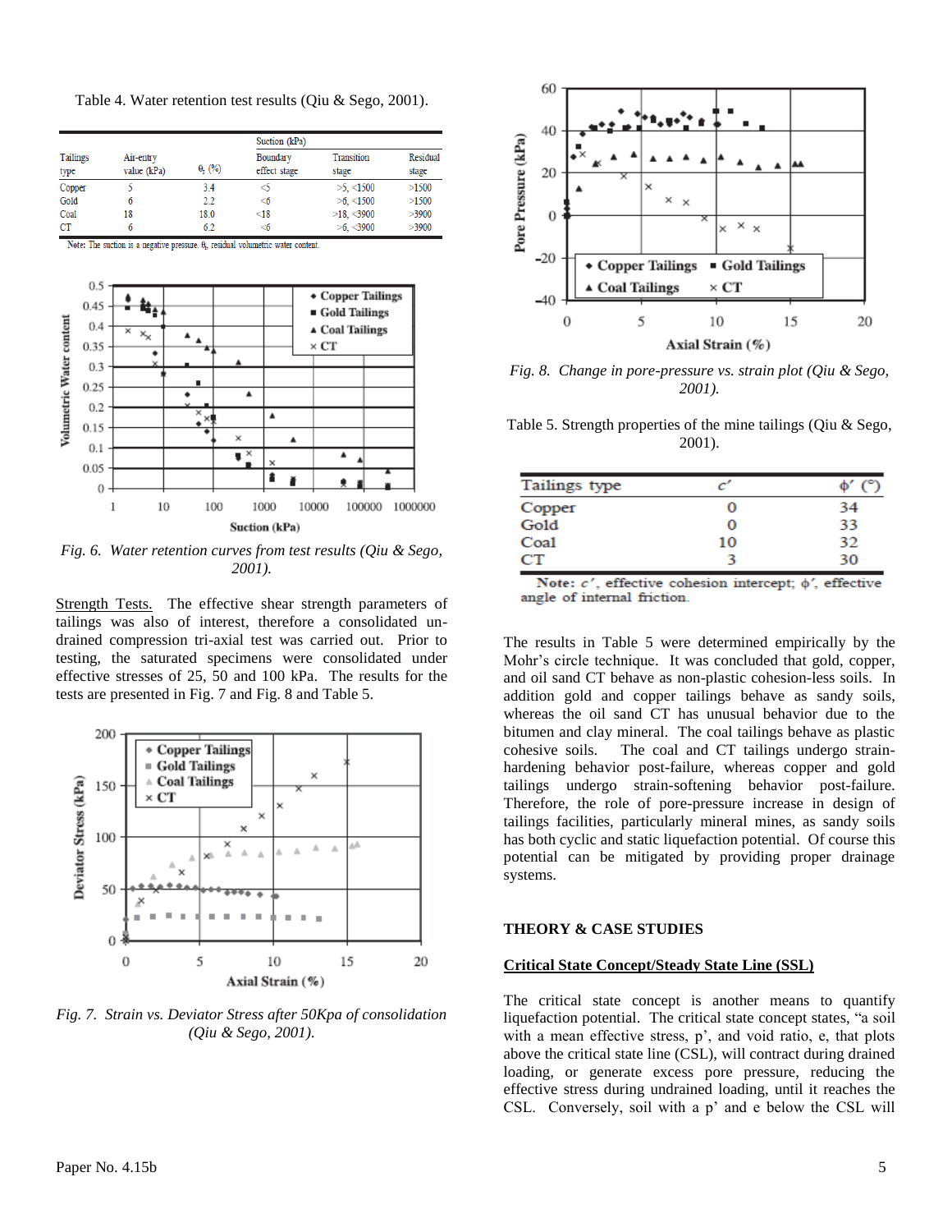Table 4. Water retention test results (Qiu & Sego, 2001).

| Tailings type | Air-entry value (kPa) | $\theta_r$ (%) | Suction (kPa) Boundary effect stage | Transition stage | Residual stage |
|---|---|---|---|---|---|
| Copper | 5 | 3.4 | <5 | >5, <1500 | >1500 |
| Gold | 6 | 2.2 | <6 | >6, <1500 | >1500 |
| Coal | 18 | 18.0 | <18 | >18, <3900 | >3900 |
| CT | 6 | 6.2 | <6 | >6, <3900 | >3900 |

Note: The suction is a negative pressure. $\theta_r$ residual volumetric water content.

*Fig. 6. Water retention curves from test results (Qiu & Sego, 2001).*

Strength Tests. The effective shear strength parameters of tailings was also of interest, therefore a consolidated un-drained compression tri-axial test was carried out. Prior to testing, the saturated specimens were consolidated under effective stresses of 25, 50 and 100 kPa. The results for the tests are presented in Fig. 7 and Fig. 8 and Table 5.

*Fig. 7. Strain vs. Deviator Stress after 50Kpa of consolidation (Qiu & Sego, 2001).*

*Fig. 8. Change in pore-pressure vs. strain plot (Qiu & Sego, 2001).*

Table 5. Strength properties of the mine tailings (Qiu & Sego, 2001).

| Tailings type | $c'$ | $\phi'$ (°) |
|---|---|---|
| Copper | 0 | 34 |
| Gold | 0 | 33 |
| Coal | 10 | 32 |
| CT | 3 | 30 |

Note: $c'$, effective cohesion intercept; $\phi'$, effective angle of internal friction.

The results in Table 5 were determined empirically by the Mohr's circle technique. It was concluded that gold, copper, and oil sand CT behave as non-plastic cohesion-less soils. In addition gold and copper tailings behave as sandy soils, whereas the oil sand CT has unusual behavior due to the bitumen and clay mineral. The coal tailings behave as plastic cohesive soils. The coal and CT tailings undergo strain-hardening behavior post-failure, whereas copper and gold tailings undergo strain-softening behavior post-failure. Therefore, the role of pore-pressure increase in design of tailings facilities, particularly mineral mines, as sandy soils has both cyclic and static liquefaction potential. Of course this potential can be mitigated by providing proper drainage systems.

## THEORY & CASE STUDIES

### Critical State Concept/Steady State Line (SSL)

The critical state concept is another means to quantify liquefaction potential. The critical state concept states, "a soil with a mean effective stress, p', and void ratio, e, that plots above the critical state line (CSL), will contract during drained loading, or generate excess pore pressure, reducing the effective stress during undrained loading, until it reaches the CSL. Conversely, soil with a p' and e below the CSL will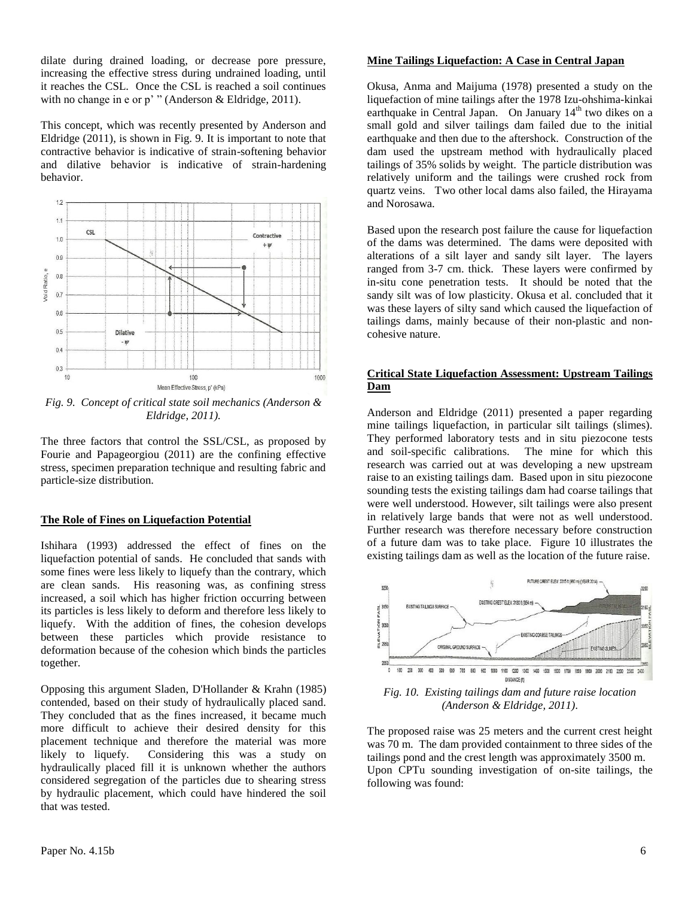dilate during drained loading, or decrease pore pressure, increasing the effective stress during undrained loading, until it reaches the CSL. Once the CSL is reached a soil continues with no change in e or p' " (Anderson & Eldridge, 2011).

This concept, which was recently presented by Anderson and Eldridge (2011), is shown in Fig. 9. It is important to note that contractive behavior is indicative of strain-softening behavior and dilative behavior is indicative of strain-hardening behavior.

*Fig. 9. Concept of critical state soil mechanics (Anderson & Eldridge, 2011).*

The three factors that control the SSL/CSL, as proposed by Fourie and Papageorgiou (2011) are the confining effective stress, specimen preparation technique and resulting fabric and particle-size distribution.

## The Role of Fines on Liquefaction Potential

Ishihara (1993) addressed the effect of fines on the liquefaction potential of sands. He concluded that sands with some fines were less likely to liquefy than the contrary, which are clean sands. His reasoning was, as confining stress increased, a soil which has higher friction occurring between its particles is less likely to deform and therefore less likely to liquefy. With the addition of fines, the cohesion develops between these particles which provide resistance to deformation because of the cohesion which binds the particles together.

Opposing this argument Sladen, D'Hollander & Krahn (1985) contended, based on their study of hydraulically placed sand. They concluded that as the fines increased, it became much more difficult to achieve their desired density for this placement technique and therefore the material was more likely to liquefy. Considering this was a study on hydraulically placed fill it is unknown whether the authors considered segregation of the particles due to shearing stress by hydraulic placement, which could have hindered the soil that was tested.

## Mine Tailings Liquefaction: A Case in Central Japan

Okusa, Anma and Maijuma (1978) presented a study on the liquefaction of mine tailings after the 1978 Izu-ohshima-kinkai earthquake in Central Japan. On January 14th two dikes on a small gold and silver tailings dam failed due to the initial earthquake and then due to the aftershock. Construction of the dam used the upstream method with hydraulically placed tailings of 35% solids by weight. The particle distribution was relatively uniform and the tailings were crushed rock from quartz veins. Two other local dams also failed, the Hirayama and Norosawa.

Based upon the research post failure the cause for liquefaction of the dams was determined. The dams were deposited with alterations of a silt layer and sandy silt layer. The layers ranged from 3-7 cm. thick. These layers were confirmed by in-situ cone penetration tests. It should be noted that the sandy silt was of low plasticity. Okusa et al. concluded that it was these layers of silty sand which caused the liquefaction of tailings dams, mainly because of their non-plastic and non-cohesive nature.

## Critical State Liquefaction Assessment: Upstream Tailings Dam

Anderson and Eldridge (2011) presented a paper regarding mine tailings liquefaction, in particular silt tailings (slimes). They performed laboratory tests and in situ piezocone tests and soil-specific calibrations. The mine for which this research was carried out at was developing a new upstream raise to an existing tailings dam. Based upon in situ piezocone sounding tests the existing tailings dam had coarse tailings that were well understood. However, silt tailings were also present in relatively large bands that were not as well understood. Further research was therefore necessary before construction of a future dam was to take place. Figure 10 illustrates the existing tailings dam as well as the location of the future raise.

*Fig. 10. Existing tailings dam and future raise location (Anderson & Eldridge, 2011).*

The proposed raise was 25 meters and the current crest height was 70 m. The dam provided containment to three sides of the tailings pond and the crest length was approximately 3500 m. Upon CPTu sounding investigation of on-site tailings, the following was found: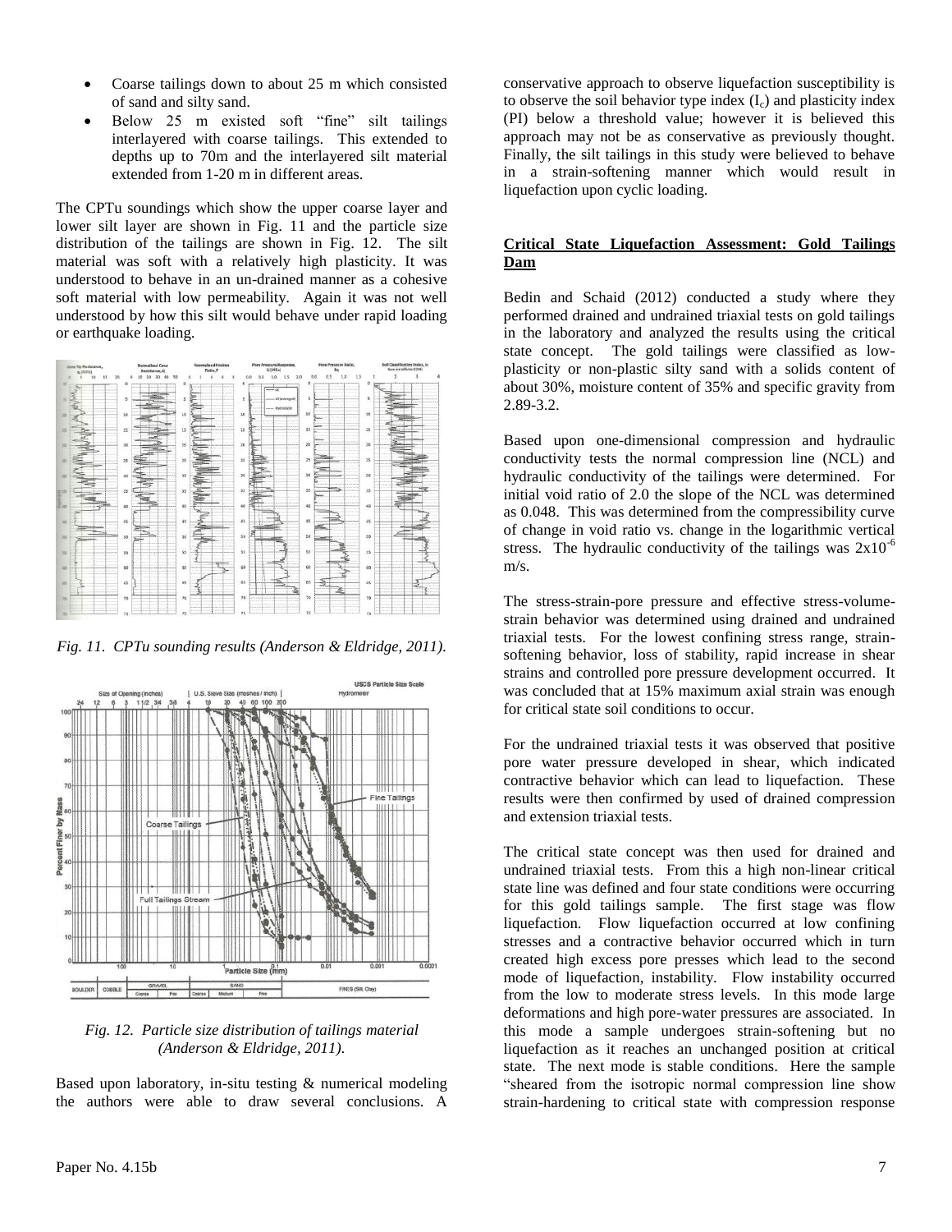- Coarse tailings down to about 25 m which consisted of sand and silty sand.
- Below 25 m existed soft "fine" silt tailings interlayered with coarse tailings. This extended to depths up to 70m and the interlayered silt material extended from 1-20 m in different areas.

The CPTu soundings which show the upper coarse layer and lower silt layer are shown in Fig. 11 and the particle size distribution of the tailings are shown in Fig. 12. The silt material was soft with a relatively high plasticity. It was understood to behave in an un-drained manner as a cohesive soft material with low permeability. Again it was not well understood by how this silt would behave under rapid loading or earthquake loading.

*Fig. 11. CPTu sounding results (Anderson & Eldridge, 2011).*

*Fig. 12. Particle size distribution of tailings material (Anderson & Eldridge, 2011).*

Based upon laboratory, in-situ testing & numerical modeling the authors were able to draw several conclusions. A conservative approach to observe liquefaction susceptibility is to observe the soil behavior type index ($I_c$) and plasticity index (PI) below a threshold value; however it is believed this approach may not be as conservative as previously thought. Finally, the silt tailings in this study were believed to behave in a strain-softening manner which would result in liquefaction upon cyclic loading.

**Critical State Liquefaction Assessment: Gold Tailings Dam**

Bedin and Schaid (2012) conducted a study where they performed drained and undrained triaxial tests on gold tailings in the laboratory and analyzed the results using the critical state concept. The gold tailings were classified as low-plasticity or non-plastic silty sand with a solids content of about 30%, moisture content of 35% and specific gravity from 2.89-3.2.

Based upon one-dimensional compression and hydraulic conductivity tests the normal compression line (NCL) and hydraulic conductivity of the tailings were determined. For initial void ratio of 2.0 the slope of the NCL was determined as 0.048. This was determined from the compressibility curve of change in void ratio vs. change in the logarithmic vertical stress. The hydraulic conductivity of the tailings was $2x10^{-6}$ m/s.

The stress-strain-pore pressure and effective stress-volume-strain behavior was determined using drained and undrained triaxial tests. For the lowest confining stress range, strain-softening behavior, loss of stability, rapid increase in shear strains and controlled pore pressure development occurred. It was concluded that at 15% maximum axial strain was enough for critical state soil conditions to occur.

For the undrained triaxial tests it was observed that positive pore water pressure developed in shear, which indicated contractive behavior which can lead to liquefaction. These results were then confirmed by used of drained compression and extension triaxial tests.

The critical state concept was then used for drained and undrained triaxial tests. From this a high non-linear critical state line was defined and four state conditions were occurring for this gold tailings sample. The first stage was flow liquefaction. Flow liquefaction occurred at low confining stresses and a contractive behavior occurred which in turn created high excess pore presses which lead to the second mode of liquefaction, instability. Flow instability occurred from the low to moderate stress levels. In this mode large deformations and high pore-water pressures are associated. In this mode a sample undergoes strain-softening but no liquefaction as it reaches an unchanged position at critical state. The next mode is stable conditions. Here the sample "sheared from the isotropic normal compression line show strain-hardening to critical state with compression response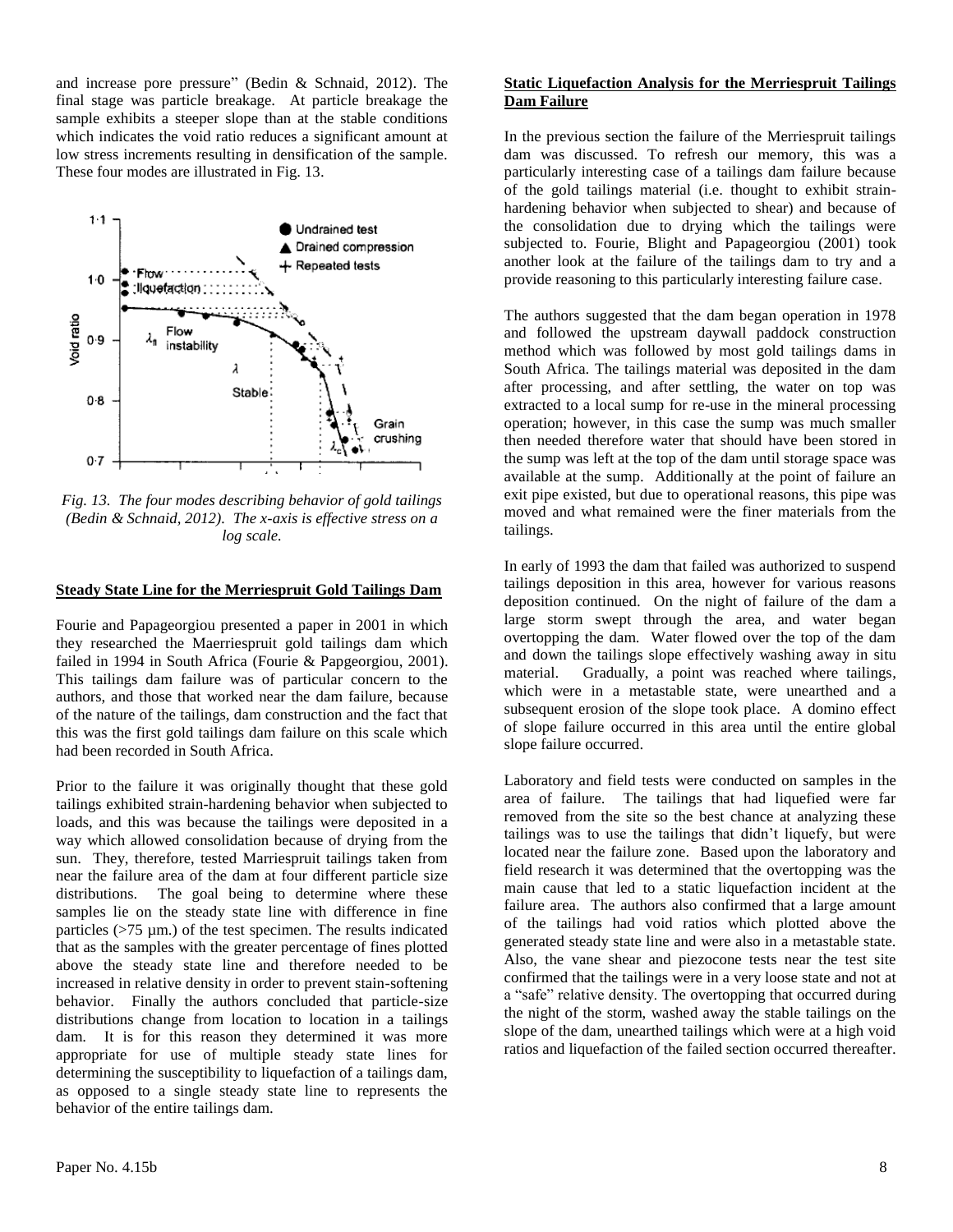and increase pore pressure" (Bedin & Schnaid, 2012). The final stage was particle breakage. At particle breakage the sample exhibits a steeper slope than at the stable conditions which indicates the void ratio reduces a significant amount at low stress increments resulting in densification of the sample. These four modes are illustrated in Fig. 13.

*Fig. 13. The four modes describing behavior of gold tailings (Bedin & Schnaid, 2012). The x-axis is effective stress on a log scale.*

**Steady State Line for the Merriespruit Gold Tailings Dam**

Fourie and Papageorgiou presented a paper in 2001 in which they researched the Maerriespruit gold tailings dam which failed in 1994 in South Africa (Fourie & Papgeorgiou, 2001). This tailings dam failure was of particular concern to the authors, and those that worked near the dam failure, because of the nature of the tailings, dam construction and the fact that this was the first gold tailings dam failure on this scale which had been recorded in South Africa.

Prior to the failure it was originally thought that these gold tailings exhibited strain-hardening behavior when subjected to loads, and this was because the tailings were deposited in a way which allowed consolidation because of drying from the sun. They, therefore, tested Marriespruit tailings taken from near the failure area of the dam at four different particle size distributions. The goal being to determine where these samples lie on the steady state line with difference in fine particles (>75 µm.) of the test specimen. The results indicated that as the samples with the greater percentage of fines plotted above the steady state line and therefore needed to be increased in relative density in order to prevent stain-softening behavior. Finally the authors concluded that particle-size distributions change from location to location in a tailings dam. It is for this reason they determined it was more appropriate for use of multiple steady state lines for determining the susceptibility to liquefaction of a tailings dam, as opposed to a single steady state line to represents the behavior of the entire tailings dam.

**Static Liquefaction Analysis for the Merriespruit Tailings Dam Failure**

In the previous section the failure of the Merriespruit tailings dam was discussed. To refresh our memory, this was a particularly interesting case of a tailings dam failure because of the gold tailings material (i.e. thought to exhibit strain-hardening behavior when subjected to shear) and because of the consolidation due to drying which the tailings were subjected to. Fourie, Blight and Papageorgiou (2001) took another look at the failure of the tailings dam to try and a provide reasoning to this particularly interesting failure case.

The authors suggested that the dam began operation in 1978 and followed the upstream daywall paddock construction method which was followed by most gold tailings dams in South Africa. The tailings material was deposited in the dam after processing, and after settling, the water on top was extracted to a local sump for re-use in the mineral processing operation; however, in this case the sump was much smaller then needed therefore water that should have been stored in the sump was left at the top of the dam until storage space was available at the sump. Additionally at the point of failure an exit pipe existed, but due to operational reasons, this pipe was moved and what remained were the finer materials from the tailings.

In early of 1993 the dam that failed was authorized to suspend tailings deposition in this area, however for various reasons deposition continued. On the night of failure of the dam a large storm swept through the area, and water began overtopping the dam. Water flowed over the top of the dam and down the tailings slope effectively washing away in situ material. Gradually, a point was reached where tailings, which were in a metastable state, were unearthed and a subsequent erosion of the slope took place. A domino effect of slope failure occurred in this area until the entire global slope failure occurred.

Laboratory and field tests were conducted on samples in the area of failure. The tailings that had liquefied were far removed from the site so the best chance at analyzing these tailings was to use the tailings that didn't liquefy, but were located near the failure zone. Based upon the laboratory and field research it was determined that the overtopping was the main cause that led to a static liquefaction incident at the failure area. The authors also confirmed that a large amount of the tailings had void ratios which plotted above the generated steady state line and were also in a metastable state. Also, the vane shear and piezocone tests near the test site confirmed that the tailings were in a very loose state and not at a "safe" relative density. The overtopping that occurred during the night of the storm, washed away the stable tailings on the slope of the dam, unearthed tailings which were at a high void ratios and liquefaction of the failed section occurred thereafter.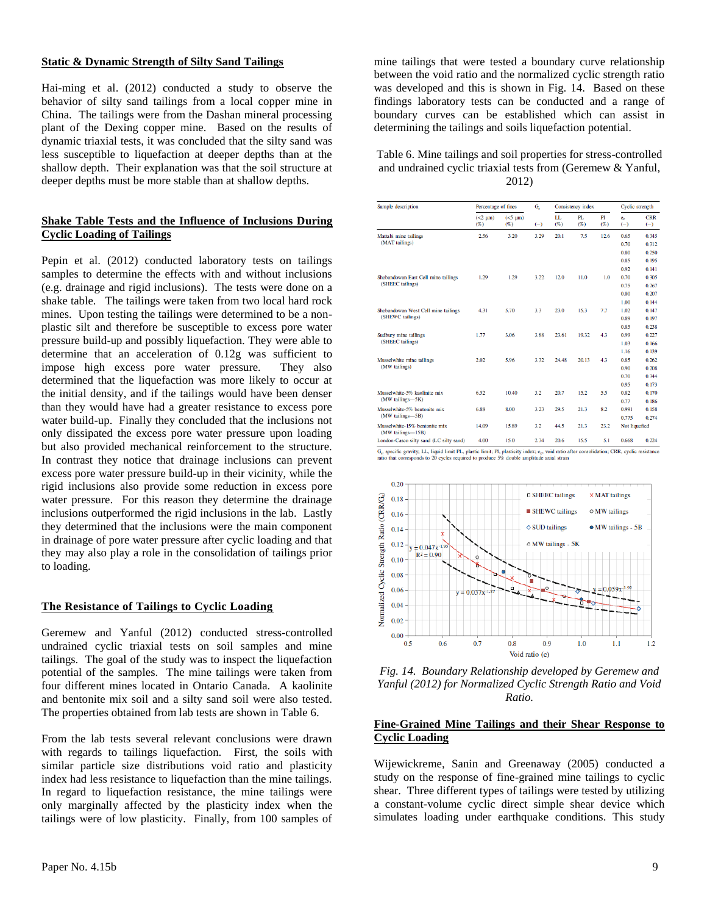## Static & Dynamic Strength of Silty Sand Tailings

Hai-ming et al. (2012) conducted a study to observe the behavior of silty sand tailings from a local copper mine in China. The tailings were from the Dashan mineral processing plant of the Dexing copper mine. Based on the results of dynamic triaxial tests, it was concluded that the silty sand was less susceptible to liquefaction at deeper depths than at the shallow depth. Their explanation was that the soil structure at deeper depths must be more stable than at shallow depths.

## Shake Table Tests and the Influence of Inclusions During Cyclic Loading of Tailings

Pepin et al. (2012) conducted laboratory tests on tailings samples to determine the effects with and without inclusions (e.g. drainage and rigid inclusions). The tests were done on a shake table. The tailings were taken from two local hard rock mines. Upon testing the tailings were determined to be a non-plastic silt and therefore be susceptible to excess pore water pressure build-up and possibly liquefaction. They were able to determine that an acceleration of 0.12g was sufficient to impose high excess pore water pressure. They also determined that the liquefaction was more likely to occur at the initial density, and if the tailings would have been denser than they would have had a greater resistance to excess pore water build-up. Finally they concluded that the inclusions not only dissipated the excess pore water pressure upon loading but also provided mechanical reinforcement to the structure. In contrast they notice that drainage inclusions can prevent excess pore water pressure build-up in their vicinity, while the rigid inclusions also provide some reduction in excess pore water pressure. For this reason they determine the drainage inclusions outperformed the rigid inclusions in the lab. Lastly they determined that the inclusions were the main component in drainage of pore water pressure after cyclic loading and that they may also play a role in the consolidation of tailings prior to loading.

## The Resistance of Tailings to Cyclic Loading

Geremew and Yanful (2012) conducted stress-controlled undrained cyclic triaxial tests on soil samples and mine tailings. The goal of the study was to inspect the liquefaction potential of the samples. The mine tailings were taken from four different mines located in Ontario Canada. A kaolinite and bentonite mix soil and a silty sand soil were also tested. The properties obtained from lab tests are shown in Table 6.

From the lab tests several relevant conclusions were drawn with regards to tailings liquefaction. First, the soils with similar particle size distributions void ratio and plasticity index had less resistance to liquefaction than the mine tailings. In regard to liquefaction resistance, the mine tailings were only marginally affected by the plasticity index when the tailings were of low plasticity. Finally, from 100 samples of mine tailings that were tested a boundary curve relationship between the void ratio and the normalized cyclic strength ratio was developed and this is shown in Fig. 14. Based on these findings laboratory tests can be conducted and a range of boundary curves can be established which can assist in determining the tailings and soils liquefaction potential.

Table 6. Mine tailings and soil properties for stress-controlled and undrained cyclic triaxial tests from (Geremew & Yanful, 2012)

| Sample description | Percentage of fines | | $G_s$ | Consistency index | | | Cyclic strength | |
|---|---|---|---|---|---|---|---|---|
| | (<2 μm) (%) | (<5 μm) (%) | (−) | LL (%) | PL (%) | PI (%) | $e_c$ (−) | CRR (−) |
| Mattabi mine tailings (MAT tailings) | 2.56 | 3.20 | 3.29 | 20.1 | 7.5 | 12.6 | 0.65 | 0.345 |
| | | | | | | | 0.70 | 0.312 |
| | | | | | | | 0.80 | 0.250 |
| | | | | | | | 0.85 | 0.195 |
| | | | | | | | 0.92 | 0.141 |
| Shebandowan East Cell mine tailings (SHEEC tailings) | 1.29 | 1.29 | 3.22 | 12.0 | 11.0 | 1.0 | 0.70 | 0.305 |
| | | | | | | | 0.75 | 0.267 |
| | | | | | | | 0.80 | 0.207 |
| | | | | | | | 1.00 | 0.144 |
| Shebandowan West Cell mine tailings (SHEWC tailings) | 4.31 | 5.70 | 3.3 | 23.0 | 15.3 | 7.7 | 1.02 | 0.147 |
| | | | | | | | 0.89 | 0.197 |
| | | | | | | | 0.85 | 0.238 |
| Sudbury mine tailings (SHEEC tailings) | 1.77 | 3.06 | 3.88 | 23.61 | 19.32 | 4.3 | 0.99 | 0.227 |
| | | | | | | | 1.03 | 0.166 |
| | | | | | | | 1.16 | 0.139 |
| Musselwhite mine tailings (MW tailings) | 2.02 | 5.96 | 3.32 | 24.48 | 20.13 | 4.3 | 0.85 | 0.262 |
| | | | | | | | 0.90 | 0.208 |
| | | | | | | | 0.70 | 0.344 |
| | | | | | | | 0.95 | 0.173 |
| Musselwhite-5% kaolinite mix (MW tailings—5K) | 6.52 | 10.40 | 3.2 | 20.7 | 15.2 | 5.5 | 0.82 | 0.170 |
| | | | | | | | 0.77 | 0.186 |
| Musselwhite-5% bentonite mix (MW tailings—5B) | 6.88 | 8.00 | 3.23 | 29.5 | 21.3 | 8.2 | 0.991 | 0.158 |
| | | | | | | | 0.775 | 0.274 |
| Musselwhite-15% bentonite mix (MW tailings—15B) | 14.09 | 15.89 | 3.2 | 44.5 | 21.3 | 23.2 | Not liquefied | |
| London-Casco silty sand (LC silty sand) | 4.00 | 15.0 | 2.74 | 20.6 | 15.5 | 5.1 | 0.668 | 0.224 |

$G_s$, specific gravity; LL, liquid limit PL, plastic limit; PI, plasticity index; $e_c$, void ratio after consolidation; CRR, cyclic resistance ratio that corresponds to 20 cycles required to produce 5% double amplitude axial strain

*Fig. 14. Boundary Relationship developed by Geremew and Yanful (2012) for Normalized Cyclic Strength Ratio and Void Ratio.*

## Fine-Grained Mine Tailings and their Shear Response to Cyclic Loading

Wijewickreme, Sanin and Greenaway (2005) conducted a study on the response of fine-grained mine tailings to cyclic shear. Three different types of tailings were tested by utilizing a constant-volume cyclic direct simple shear device which simulates loading under earthquake conditions. This study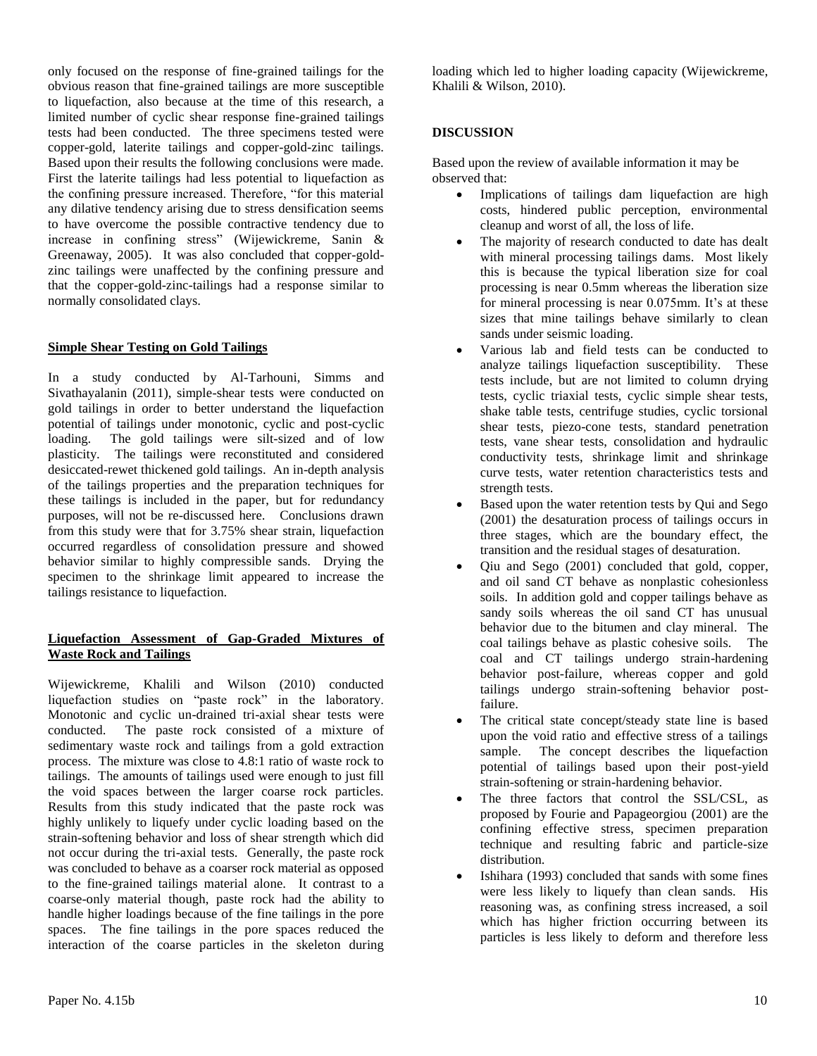only focused on the response of fine-grained tailings for the obvious reason that fine-grained tailings are more susceptible to liquefaction, also because at the time of this research, a limited number of cyclic shear response fine-grained tailings tests had been conducted. The three specimens tested were copper-gold, laterite tailings and copper-gold-zinc tailings. Based upon their results the following conclusions were made. First the laterite tailings had less potential to liquefaction as the confining pressure increased. Therefore, "for this material any dilative tendency arising due to stress densification seems to have overcome the possible contractive tendency due to increase in confining stress" (Wijewickreme, Sanin & Greenaway, 2005). It was also concluded that copper-gold-zinc tailings were unaffected by the confining pressure and that the copper-gold-zinc-tailings had a response similar to normally consolidated clays.

### Simple Shear Testing on Gold Tailings

In a study conducted by Al-Tarhouni, Simms and Sivathayalanin (2011), simple-shear tests were conducted on gold tailings in order to better understand the liquefaction potential of tailings under monotonic, cyclic and post-cyclic loading. The gold tailings were silt-sized and of low plasticity. The tailings were reconstituted and considered desiccated-rewet thickened gold tailings. An in-depth analysis of the tailings properties and the preparation techniques for these tailings is included in the paper, but for redundancy purposes, will not be re-discussed here. Conclusions drawn from this study were that for 3.75% shear strain, liquefaction occurred regardless of consolidation pressure and showed behavior similar to highly compressible sands. Drying the specimen to the shrinkage limit appeared to increase the tailings resistance to liquefaction.

### Liquefaction Assessment of Gap-Graded Mixtures of Waste Rock and Tailings

Wijewickreme, Khalili and Wilson (2010) conducted liquefaction studies on "paste rock" in the laboratory. Monotonic and cyclic un-drained tri-axial shear tests were conducted. The paste rock consisted of a mixture of sedimentary waste rock and tailings from a gold extraction process. The mixture was close to 4.8:1 ratio of waste rock to tailings. The amounts of tailings used were enough to just fill the void spaces between the larger coarse rock particles. Results from this study indicated that the paste rock was highly unlikely to liquefy under cyclic loading based on the strain-softening behavior and loss of shear strength which did not occur during the tri-axial tests. Generally, the paste rock was concluded to behave as a coarser rock material as opposed to the fine-grained tailings material alone. It contrast to a coarse-only material though, paste rock had the ability to handle higher loadings because of the fine tailings in the pore spaces. The fine tailings in the pore spaces reduced the interaction of the coarse particles in the skeleton during loading which led to higher loading capacity (Wijewickreme, Khalili & Wilson, 2010).

## DISCUSSION

Based upon the review of available information it may be observed that:

- Implications of tailings dam liquefaction are high costs, hindered public perception, environmental cleanup and worst of all, the loss of life.
- The majority of research conducted to date has dealt with mineral processing tailings dams. Most likely this is because the typical liberation size for coal processing is near 0.5mm whereas the liberation size for mineral processing is near 0.075mm. It's at these sizes that mine tailings behave similarly to clean sands under seismic loading.
- Various lab and field tests can be conducted to analyze tailings liquefaction susceptibility. These tests include, but are not limited to column drying tests, cyclic triaxial tests, cyclic simple shear tests, shake table tests, centrifuge studies, cyclic torsional shear tests, piezo-cone tests, standard penetration tests, vane shear tests, consolidation and hydraulic conductivity tests, shrinkage limit and shrinkage curve tests, water retention characteristics tests and strength tests.
- Based upon the water retention tests by Qui and Sego (2001) the desaturation process of tailings occurs in three stages, which are the boundary effect, the transition and the residual stages of desaturation.
- Qiu and Sego (2001) concluded that gold, copper, and oil sand CT behave as nonplastic cohesionless soils. In addition gold and copper tailings behave as sandy soils whereas the oil sand CT has unusual behavior due to the bitumen and clay mineral. The coal tailings behave as plastic cohesive soils. The coal and CT tailings undergo strain-hardening behavior post-failure, whereas copper and gold tailings undergo strain-softening behavior post-failure.
- The critical state concept/steady state line is based upon the void ratio and effective stress of a tailings sample. The concept describes the liquefaction potential of tailings based upon their post-yield strain-softening or strain-hardening behavior.
- The three factors that control the SSL/CSL, as proposed by Fourie and Papageorgiou (2001) are the confining effective stress, specimen preparation technique and resulting fabric and particle-size distribution.
- Ishihara (1993) concluded that sands with some fines were less likely to liquefy than clean sands. His reasoning was, as confining stress increased, a soil which has higher friction occurring between its particles is less likely to deform and therefore less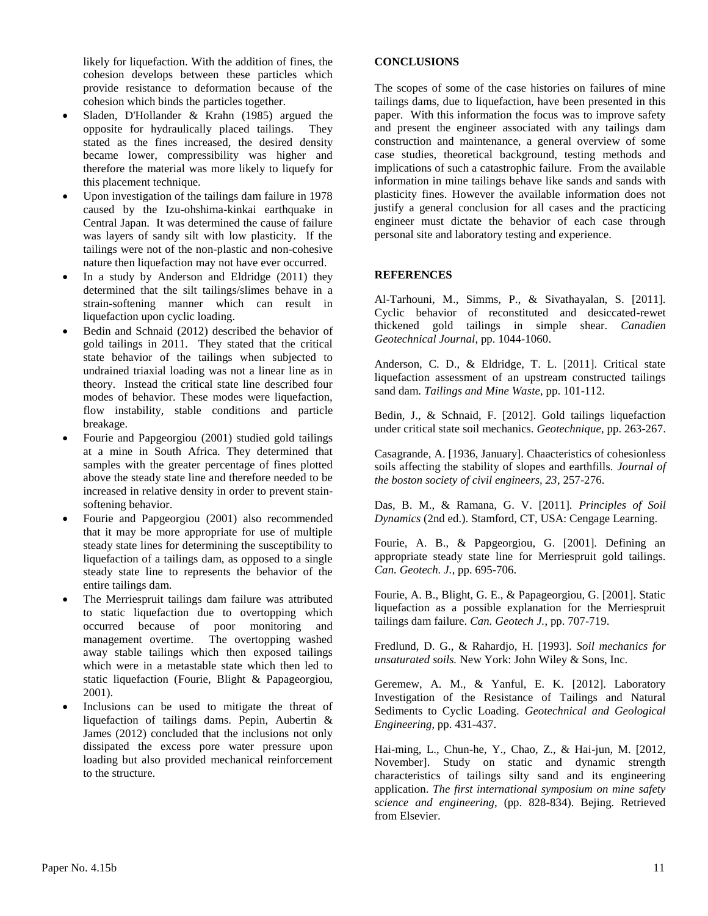likely for liquefaction. With the addition of fines, the cohesion develops between these particles which provide resistance to deformation because of the cohesion which binds the particles together.

- Sladen, D'Hollander & Krahn (1985) argued the opposite for hydraulically placed tailings. They stated as the fines increased, the desired density became lower, compressibility was higher and therefore the material was more likely to liquefy for this placement technique.
- Upon investigation of the tailings dam failure in 1978 caused by the Izu-ohshima-kinkai earthquake in Central Japan. It was determined the cause of failure was layers of sandy silt with low plasticity. If the tailings were not of the non-plastic and non-cohesive nature then liquefaction may not have ever occurred.
- In a study by Anderson and Eldridge (2011) they determined that the silt tailings/slimes behave in a strain-softening manner which can result in liquefaction upon cyclic loading.
- Bedin and Schnaid (2012) described the behavior of gold tailings in 2011. They stated that the critical state behavior of the tailings when subjected to undrained triaxial loading was not a linear line as in theory. Instead the critical state line described four modes of behavior. These modes were liquefaction, flow instability, stable conditions and particle breakage.
- Fourie and Papgeorgiou (2001) studied gold tailings at a mine in South Africa. They determined that samples with the greater percentage of fines plotted above the steady state line and therefore needed to be increased in relative density in order to prevent stain-softening behavior.
- Fourie and Papgeorgiou (2001) also recommended that it may be more appropriate for use of multiple steady state lines for determining the susceptibility to liquefaction of a tailings dam, as opposed to a single steady state line to represents the behavior of the entire tailings dam.
- The Merriespruit tailings dam failure was attributed to static liquefaction due to overtopping which occurred because of poor monitoring and management overtime. The overtopping washed away stable tailings which then exposed tailings which were in a metastable state which then led to static liquefaction (Fourie, Blight & Papageorgiou, 2001).
- Inclusions can be used to mitigate the threat of liquefaction of tailings dams. Pepin, Aubertin & James (2012) concluded that the inclusions not only dissipated the excess pore water pressure upon loading but also provided mechanical reinforcement to the structure.

## CONCLUSIONS

The scopes of some of the case histories on failures of mine tailings dams, due to liquefaction, have been presented in this paper. With this information the focus was to improve safety and present the engineer associated with any tailings dam construction and maintenance, a general overview of some case studies, theoretical background, testing methods and implications of such a catastrophic failure. From the available information in mine tailings behave like sands and sands with plasticity fines. However the available information does not justify a general conclusion for all cases and the practicing engineer must dictate the behavior of each case through personal site and laboratory testing and experience.

## REFERENCES

Al-Tarhouni, M., Simms, P., & Sivathayalan, S. [2011]. Cyclic behavior of reconstituted and desiccated-rewet thickened gold tailings in simple shear. *Canadien Geotechnical Journal*, pp. 1044-1060.

Anderson, C. D., & Eldridge, T. L. [2011]. Critical state liquefaction assessment of an upstream constructed tailings sand dam. *Tailings and Mine Waste*, pp. 101-112.

Bedin, J., & Schnaid, F. [2012]. Gold tailings liquefaction under critical state soil mechanics. *Geotechnique*, pp. 263-267.

Casagrande, A. [1936, January]. Chaacteristics of cohesionless soils affecting the stability of slopes and earthfills. *Journal of the boston society of civil engineers, 23*, 257-276.

Das, B. M., & Ramana, G. V. [2011]. *Principles of Soil Dynamics* (2nd ed.). Stamford, CT, USA: Cengage Learning.

Fourie, A. B., & Papgeorgiou, G. [2001]. Defining an appropriate steady state line for Merriespruit gold tailings. *Can. Geotech. J.*, pp. 695-706.

Fourie, A. B., Blight, G. E., & Papageorgiou, G. [2001]. Static liquefaction as a possible explanation for the Merriespruit tailings dam failure. *Can. Geotech J.*, pp. 707-719.

Fredlund, D. G., & Rahardjo, H. [1993]. *Soil mechanics for unsaturated soils.* New York: John Wiley & Sons, Inc.

Geremew, A. M., & Yanful, E. K. [2012]. Laboratory Investigation of the Resistance of Tailings and Natural Sediments to Cyclic Loading. *Geotechnical and Geological Engineering*, pp. 431-437.

Hai-ming, L., Chun-he, Y., Chao, Z., & Hai-jun, M. [2012, November]. Study on static and dynamic strength characteristics of tailings silty sand and its engineering application. *The first international symposium on mine safety science and engineering*, (pp. 828-834). Bejing. Retrieved from Elsevier.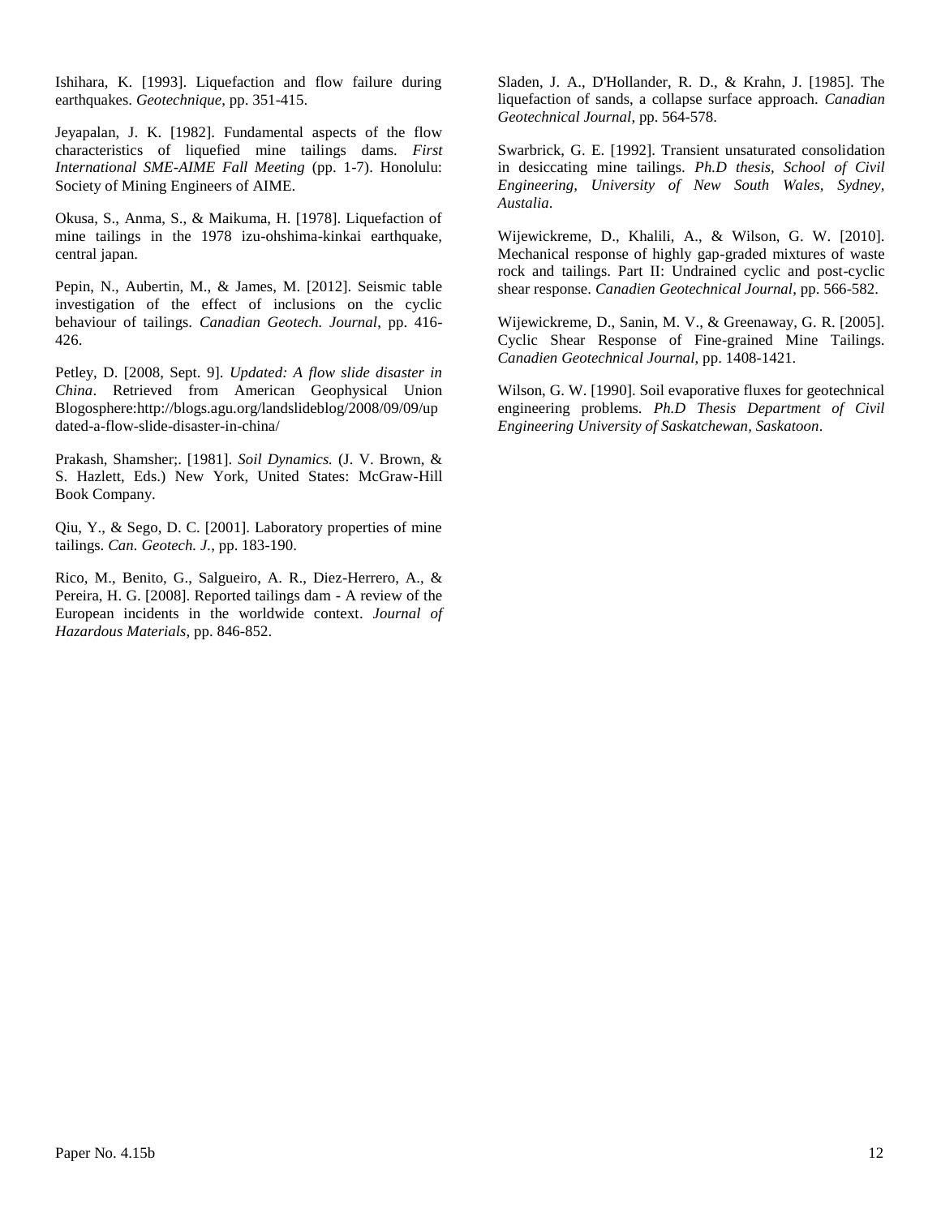Ishihara, K. [1993]. Liquefaction and flow failure during earthquakes. *Geotechnique*, pp. 351-415.

Jeyapalan, J. K. [1982]. Fundamental aspects of the flow characteristics of liquefied mine tailings dams. *First International SME-AIME Fall Meeting* (pp. 1-7). Honolulu: Society of Mining Engineers of AIME.

Okusa, S., Anma, S., & Maikuma, H. [1978]. Liquefaction of mine tailings in the 1978 izu-ohshima-kinkai earthquake, central japan.

Pepin, N., Aubertin, M., & James, M. [2012]. Seismic table investigation of the effect of inclusions on the cyclic behaviour of tailings. *Canadian Geotech. Journal*, pp. 416-426.

Petley, D. [2008, Sept. 9]. *Updated: A flow slide disaster in China*. Retrieved from American Geophysical Union Blogosphere:http://blogs.agu.org/landslideblog/2008/09/09/updated-a-flow-slide-disaster-in-china/

Prakash, Shamsher;. [1981]. *Soil Dynamics.* (J. V. Brown, & S. Hazlett, Eds.) New York, United States: McGraw-Hill Book Company.

Qiu, Y., & Sego, D. C. [2001]. Laboratory properties of mine tailings. *Can. Geotech. J.*, pp. 183-190.

Rico, M., Benito, G., Salgueiro, A. R., Diez-Herrero, A., & Pereira, H. G. [2008]. Reported tailings dam - A review of the European incidents in the worldwide context. *Journal of Hazardous Materials*, pp. 846-852.

Sladen, J. A., D'Hollander, R. D., & Krahn, J. [1985]. The liquefaction of sands, a collapse surface approach. *Canadian Geotechnical Journal*, pp. 564-578.

Swarbrick, G. E. [1992]. Transient unsaturated consolidation in desiccating mine tailings. *Ph.D thesis, School of Civil Engineering, University of New South Wales, Sydney, Austalia*.

Wijewickreme, D., Khalili, A., & Wilson, G. W. [2010]. Mechanical response of highly gap-graded mixtures of waste rock and tailings. Part II: Undrained cyclic and post-cyclic shear response. *Canadien Geotechnical Journal*, pp. 566-582.

Wijewickreme, D., Sanin, M. V., & Greenaway, G. R. [2005]. Cyclic Shear Response of Fine-grained Mine Tailings. *Canadien Geotechnical Journal*, pp. 1408-1421.

Wilson, G. W. [1990]. Soil evaporative fluxes for geotechnical engineering problems. *Ph.D Thesis Department of Civil Engineering University of Saskatchewan, Saskatoon*.